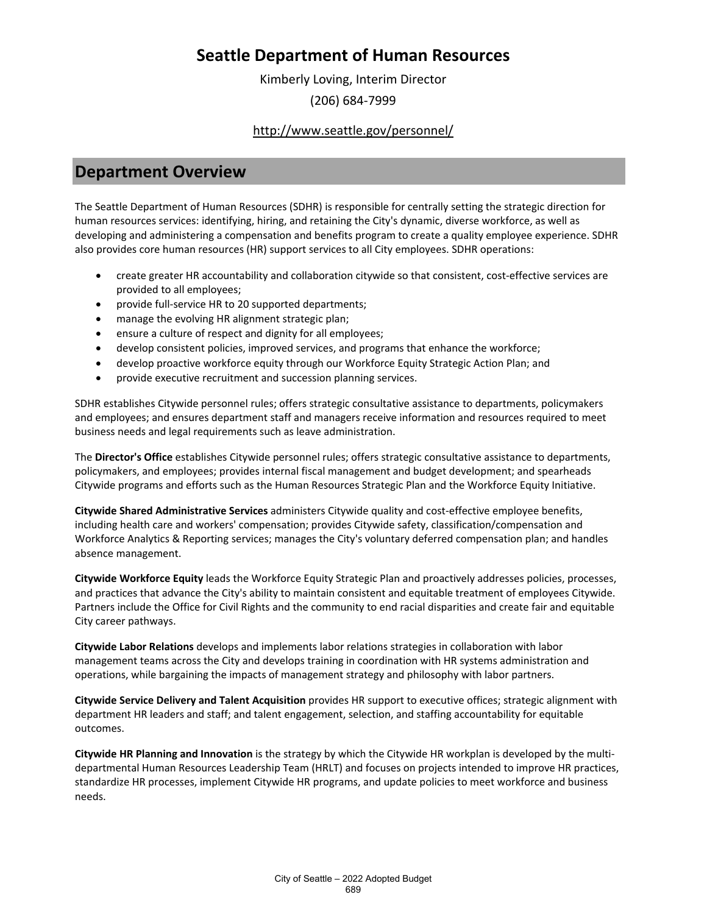# Seattle Department of Human Resources

Kimberly Loving, Interim Director

(206) 684-7999

http://www.seattle.gov/personnel/

## Department Overview

The Seattle Department of Human Resources (SDHR) is responsible for centrally setting the strategic direction for human resources services: identifying, hiring, and retaining the City's dynamic, diverse workforce, as well as developing and administering a compensation and benefits program to create a quality employee experience. SDHR also provides core human resources (HR) support services to all City employees. SDHR operations:

- create greater HR accountability and collaboration citywide so that consistent, cost-effective services are provided to all employees;
- provide full-service HR to 20 supported departments;
- manage the evolving HR alignment strategic plan;
- ensure a culture of respect and dignity for all employees;
- develop consistent policies, improved services, and programs that enhance the workforce;
- develop proactive workforce equity through our Workforce Equity Strategic Action Plan; and
- provide executive recruitment and succession planning services.

SDHR establishes Citywide personnel rules; offers strategic consultative assistance to departments, policymakers and employees; and ensures department staff and managers receive information and resources required to meet business needs and legal requirements such as leave administration.

The **Director's Office** establishes Citywide personnel rules; offers strategic consultative assistance to departments, policymakers, and employees; provides internal fiscal management and budget development; and spearheads Citywide programs and efforts such as the Human Resources Strategic Plan and the Workforce Equity Initiative.

**Citywide Shared Administrative Services** administers Citywide quality and cost-effective employee benefits, including health care and workers' compensation; provides Citywide safety, classification/compensation and Workforce Analytics & Reporting services; manages the City's voluntary deferred compensation plan; and handles absence management.

**Citywide Workforce Equity** leads the Workforce Equity Strategic Plan and proactively addresses policies, processes, and practices that advance the City's ability to maintain consistent and equitable treatment of employees Citywide. Partners include the Office for Civil Rights and the community to end racial disparities and create fair and equitable City career pathways.

**Citywide Labor Relations** develops and implements labor relations strategies in collaboration with labor management teams across the City and develops training in coordination with HR systems administration and operations, while bargaining the impacts of management strategy and philosophy with labor partners.

**Citywide Service Delivery and Talent Acquisition** provides HR support to executive offices; strategic alignment with department HR leaders and staff; and talent engagement, selection, and staffing accountability for equitable outcomes.

**Citywide HR Planning and Innovation** is the strategy by which the Citywide HR workplan is developed by the multi-departmental Human Resources Leadership Team (HRLT) and focuses on projects intended to improve HR practices, standardize HR processes, implement Citywide HR programs, and update policies to meet workforce and business needs.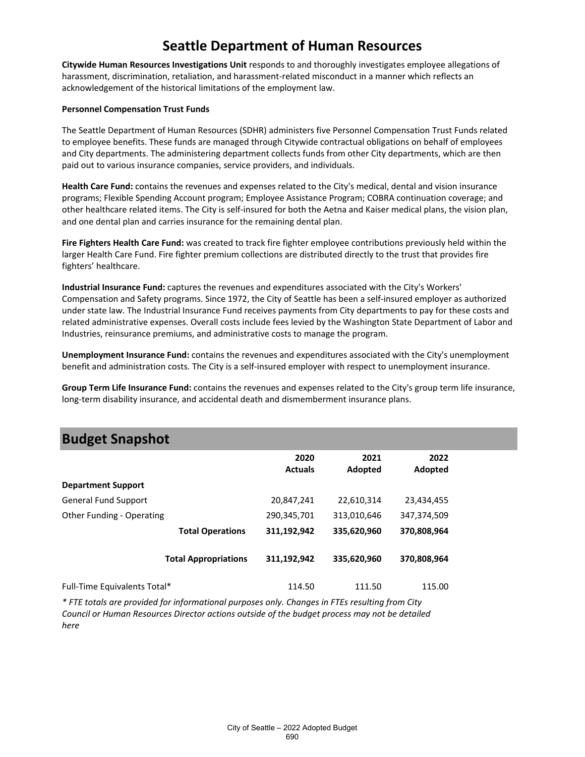# Seattle Department of Human Resources

**Citywide Human Resources Investigations Unit** responds to and thoroughly investigates employee allegations of harassment, discrimination, retaliation, and harassment-related misconduct in a manner which reflects an acknowledgement of the historical limitations of the employment law.

**Personnel Compensation Trust Funds**

The Seattle Department of Human Resources (SDHR) administers five Personnel Compensation Trust Funds related to employee benefits. These funds are managed through Citywide contractual obligations on behalf of employees and City departments. The administering department collects funds from other City departments, which are then paid out to various insurance companies, service providers, and individuals.

**Health Care Fund:** contains the revenues and expenses related to the City's medical, dental and vision insurance programs; Flexible Spending Account program; Employee Assistance Program; COBRA continuation coverage; and other healthcare related items. The City is self-insured for both the Aetna and Kaiser medical plans, the vision plan, and one dental plan and carries insurance for the remaining dental plan.

**Fire Fighters Health Care Fund:** was created to track fire fighter employee contributions previously held within the larger Health Care Fund. Fire fighter premium collections are distributed directly to the trust that provides fire fighters' healthcare.

**Industrial Insurance Fund:** captures the revenues and expenditures associated with the City's Workers' Compensation and Safety programs. Since 1972, the City of Seattle has been a self-insured employer as authorized under state law. The Industrial Insurance Fund receives payments from City departments to pay for these costs and related administrative expenses. Overall costs include fees levied by the Washington State Department of Labor and Industries, reinsurance premiums, and administrative costs to manage the program.

**Unemployment Insurance Fund:** contains the revenues and expenditures associated with the City's unemployment benefit and administration costs. The City is a self-insured employer with respect to unemployment insurance.

**Group Term Life Insurance Fund:** contains the revenues and expenses related to the City's group term life insurance, long-term disability insurance, and accidental death and dismemberment insurance plans.

## Budget Snapshot

| | 2020 Actuals | 2021 Adopted | 2022 Adopted |
|---|---|---|---|
| **Department Support** | | | |
| General Fund Support | 20,847,241 | 22,610,314 | 23,434,455 |
| Other Funding - Operating | 290,345,701 | 313,010,646 | 347,374,509 |
| **Total Operations** | **311,192,942** | **335,620,960** | **370,808,964** |
| **Total Appropriations** | **311,192,942** | **335,620,960** | **370,808,964** |
| Full-Time Equivalents Total* | 114.50 | 111.50 | 115.00 |

*\* FTE totals are provided for informational purposes only. Changes in FTEs resulting from City Council or Human Resources Director actions outside of the budget process may not be detailed here*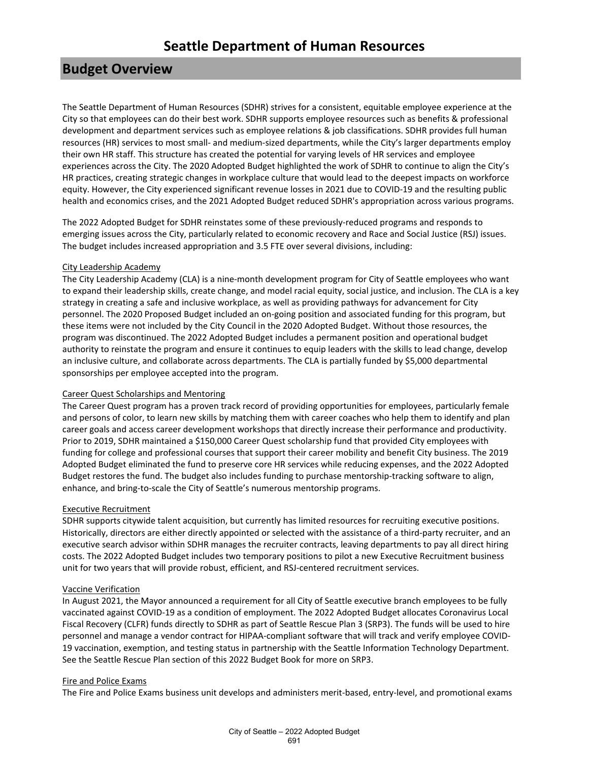# Seattle Department of Human Resources

## Budget Overview

The Seattle Department of Human Resources (SDHR) strives for a consistent, equitable employee experience at the City so that employees can do their best work. SDHR supports employee resources such as benefits & professional development and department services such as employee relations & job classifications. SDHR provides full human resources (HR) services to most small- and medium-sized departments, while the City's larger departments employ their own HR staff. This structure has created the potential for varying levels of HR services and employee experiences across the City. The 2020 Adopted Budget highlighted the work of SDHR to continue to align the City's HR practices, creating strategic changes in workplace culture that would lead to the deepest impacts on workforce equity. However, the City experienced significant revenue losses in 2021 due to COVID-19 and the resulting public health and economics crises, and the 2021 Adopted Budget reduced SDHR's appropriation across various programs.

The 2022 Adopted Budget for SDHR reinstates some of these previously-reduced programs and responds to emerging issues across the City, particularly related to economic recovery and Race and Social Justice (RSJ) issues. The budget includes increased appropriation and 3.5 FTE over several divisions, including:

City Leadership Academy

The City Leadership Academy (CLA) is a nine-month development program for City of Seattle employees who want to expand their leadership skills, create change, and model racial equity, social justice, and inclusion. The CLA is a key strategy in creating a safe and inclusive workplace, as well as providing pathways for advancement for City personnel. The 2020 Proposed Budget included an on-going position and associated funding for this program, but these items were not included by the City Council in the 2020 Adopted Budget. Without those resources, the program was discontinued. The 2022 Adopted Budget includes a permanent position and operational budget authority to reinstate the program and ensure it continues to equip leaders with the skills to lead change, develop an inclusive culture, and collaborate across departments. The CLA is partially funded by $5,000 departmental sponsorships per employee accepted into the program.

Career Quest Scholarships and Mentoring

The Career Quest program has a proven track record of providing opportunities for employees, particularly female and persons of color, to learn new skills by matching them with career coaches who help them to identify and plan career goals and access career development workshops that directly increase their performance and productivity. Prior to 2019, SDHR maintained a $150,000 Career Quest scholarship fund that provided City employees with funding for college and professional courses that support their career mobility and benefit City business. The 2019 Adopted Budget eliminated the fund to preserve core HR services while reducing expenses, and the 2022 Adopted Budget restores the fund. The budget also includes funding to purchase mentorship-tracking software to align, enhance, and bring-to-scale the City of Seattle's numerous mentorship programs.

Executive Recruitment

SDHR supports citywide talent acquisition, but currently has limited resources for recruiting executive positions. Historically, directors are either directly appointed or selected with the assistance of a third-party recruiter, and an executive search advisor within SDHR manages the recruiter contracts, leaving departments to pay all direct hiring costs. The 2022 Adopted Budget includes two temporary positions to pilot a new Executive Recruitment business unit for two years that will provide robust, efficient, and RSJ-centered recruitment services.

Vaccine Verification

In August 2021, the Mayor announced a requirement for all City of Seattle executive branch employees to be fully vaccinated against COVID-19 as a condition of employment. The 2022 Adopted Budget allocates Coronavirus Local Fiscal Recovery (CLFR) funds directly to SDHR as part of Seattle Rescue Plan 3 (SRP3). The funds will be used to hire personnel and manage a vendor contract for HIPAA-compliant software that will track and verify employee COVID-19 vaccination, exemption, and testing status in partnership with the Seattle Information Technology Department. See the Seattle Rescue Plan section of this 2022 Budget Book for more on SRP3.

Fire and Police Exams

The Fire and Police Exams business unit develops and administers merit-based, entry-level, and promotional exams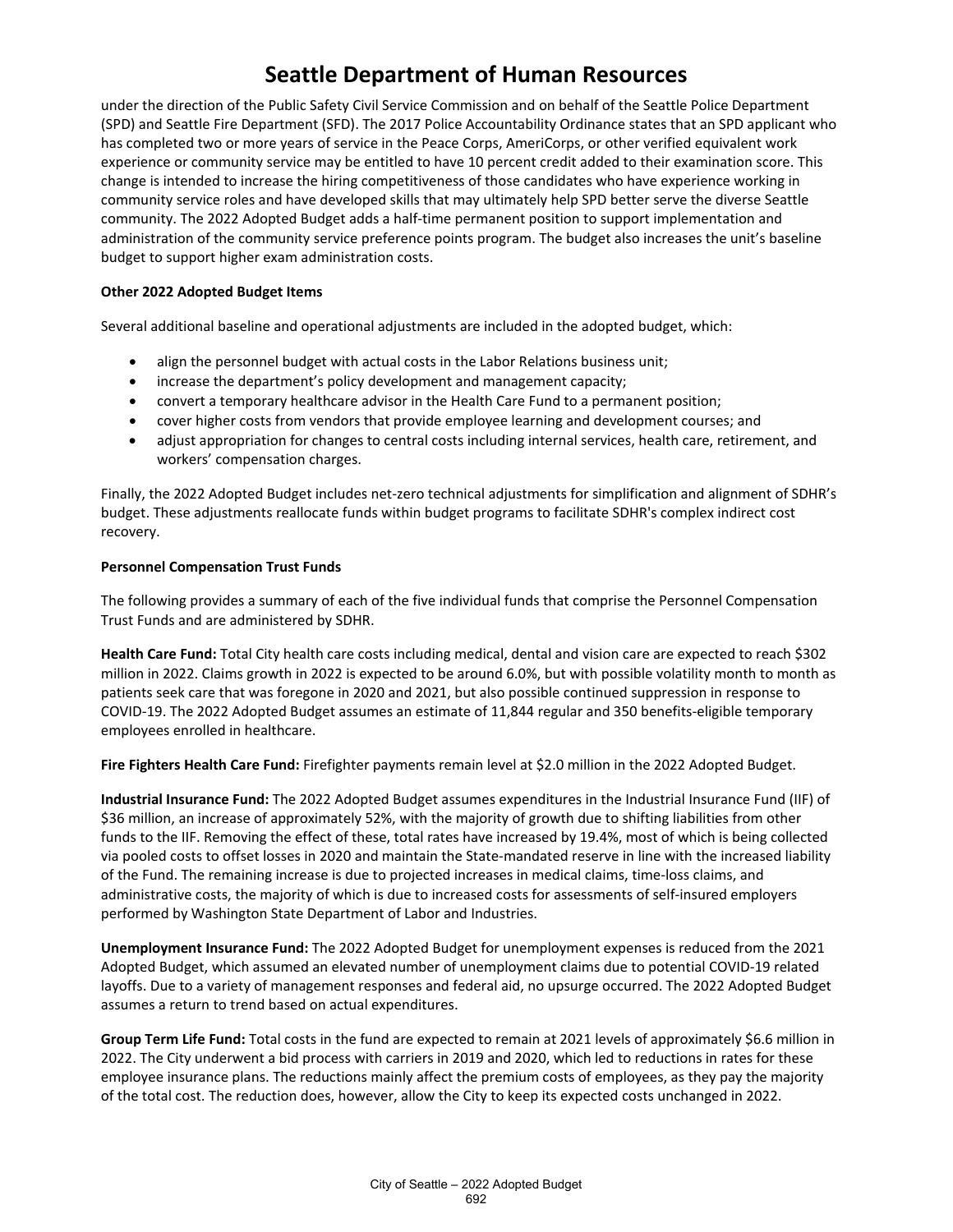under the direction of the Public Safety Civil Service Commission and on behalf of the Seattle Police Department (SPD) and Seattle Fire Department (SFD). The 2017 Police Accountability Ordinance states that an SPD applicant who has completed two or more years of service in the Peace Corps, AmeriCorps, or other verified equivalent work experience or community service may be entitled to have 10 percent credit added to their examination score. This change is intended to increase the hiring competitiveness of those candidates who have experience working in community service roles and have developed skills that may ultimately help SPD better serve the diverse Seattle community. The 2022 Adopted Budget adds a half-time permanent position to support implementation and administration of the community service preference points program. The budget also increases the unit's baseline budget to support higher exam administration costs.

**Other 2022 Adopted Budget Items**

Several additional baseline and operational adjustments are included in the adopted budget, which:

- align the personnel budget with actual costs in the Labor Relations business unit;
- increase the department's policy development and management capacity;
- convert a temporary healthcare advisor in the Health Care Fund to a permanent position;
- cover higher costs from vendors that provide employee learning and development courses; and
- adjust appropriation for changes to central costs including internal services, health care, retirement, and workers' compensation charges.

Finally, the 2022 Adopted Budget includes net-zero technical adjustments for simplification and alignment of SDHR's budget. These adjustments reallocate funds within budget programs to facilitate SDHR's complex indirect cost recovery.

**Personnel Compensation Trust Funds**

The following provides a summary of each of the five individual funds that comprise the Personnel Compensation Trust Funds and are administered by SDHR.

**Health Care Fund:** Total City health care costs including medical, dental and vision care are expected to reach $302 million in 2022. Claims growth in 2022 is expected to be around 6.0%, but with possible volatility month to month as patients seek care that was foregone in 2020 and 2021, but also possible continued suppression in response to COVID-19. The 2022 Adopted Budget assumes an estimate of 11,844 regular and 350 benefits-eligible temporary employees enrolled in healthcare.

**Fire Fighters Health Care Fund:** Firefighter payments remain level at $2.0 million in the 2022 Adopted Budget.

**Industrial Insurance Fund:** The 2022 Adopted Budget assumes expenditures in the Industrial Insurance Fund (IIF) of $36 million, an increase of approximately 52%, with the majority of growth due to shifting liabilities from other funds to the IIF. Removing the effect of these, total rates have increased by 19.4%, most of which is being collected via pooled costs to offset losses in 2020 and maintain the State-mandated reserve in line with the increased liability of the Fund. The remaining increase is due to projected increases in medical claims, time-loss claims, and administrative costs, the majority of which is due to increased costs for assessments of self-insured employers performed by Washington State Department of Labor and Industries.

**Unemployment Insurance Fund:** The 2022 Adopted Budget for unemployment expenses is reduced from the 2021 Adopted Budget, which assumed an elevated number of unemployment claims due to potential COVID-19 related layoffs. Due to a variety of management responses and federal aid, no upsurge occurred. The 2022 Adopted Budget assumes a return to trend based on actual expenditures.

**Group Term Life Fund:** Total costs in the fund are expected to remain at 2021 levels of approximately $6.6 million in 2022. The City underwent a bid process with carriers in 2019 and 2020, which led to reductions in rates for these employee insurance plans. The reductions mainly affect the premium costs of employees, as they pay the majority of the total cost. The reduction does, however, allow the City to keep its expected costs unchanged in 2022.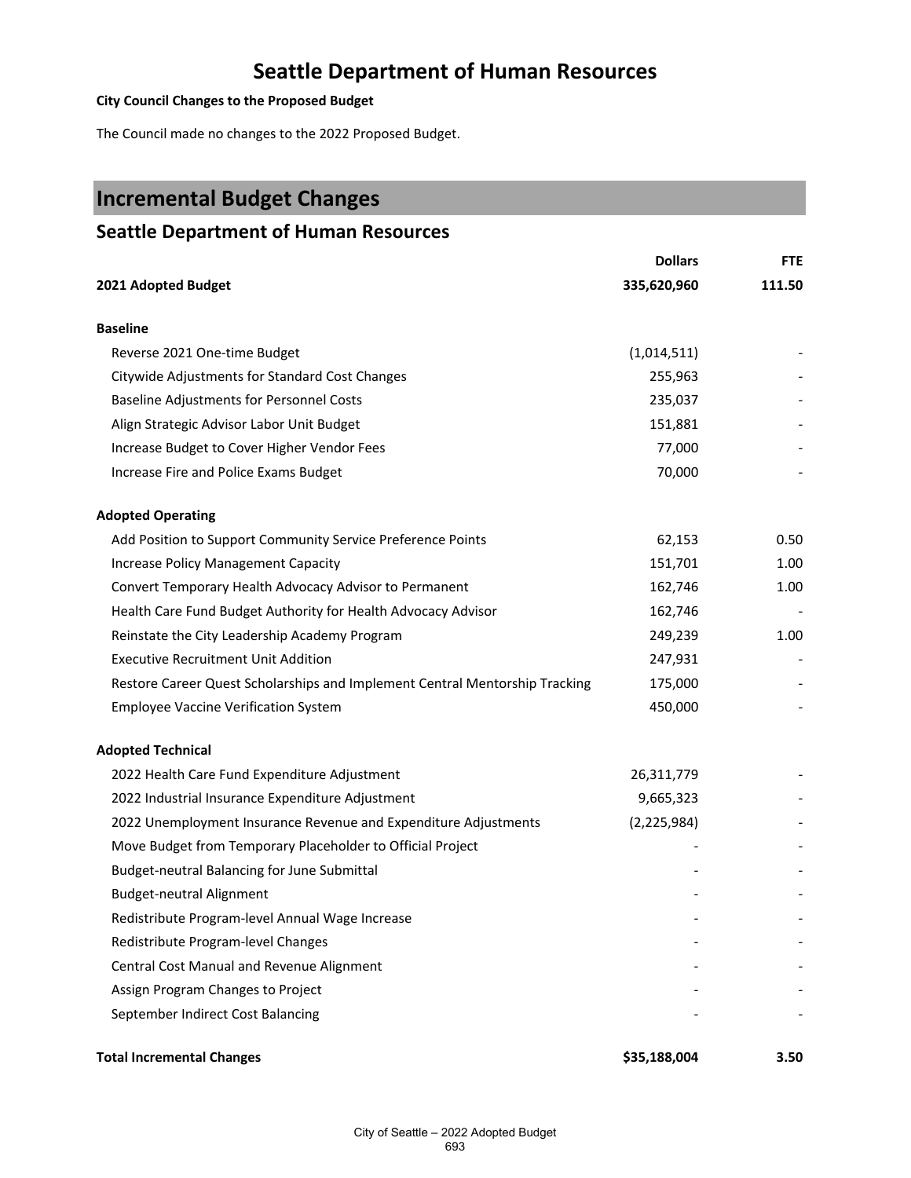# Seattle Department of Human Resources

**City Council Changes to the Proposed Budget**

The Council made no changes to the 2022 Proposed Budget.

## Incremental Budget Changes

### Seattle Department of Human Resources

| | Dollars | FTE |
|---|---|---|
| **2021 Adopted Budget** | **335,620,960** | **111.50** |
| **Baseline** | | |
| Reverse 2021 One-time Budget | (1,014,511) | - |
| Citywide Adjustments for Standard Cost Changes | 255,963 | - |
| Baseline Adjustments for Personnel Costs | 235,037 | - |
| Align Strategic Advisor Labor Unit Budget | 151,881 | - |
| Increase Budget to Cover Higher Vendor Fees | 77,000 | - |
| Increase Fire and Police Exams Budget | 70,000 | - |
| **Adopted Operating** | | |
| Add Position to Support Community Service Preference Points | 62,153 | 0.50 |
| Increase Policy Management Capacity | 151,701 | 1.00 |
| Convert Temporary Health Advocacy Advisor to Permanent | 162,746 | 1.00 |
| Health Care Fund Budget Authority for Health Advocacy Advisor | 162,746 | - |
| Reinstate the City Leadership Academy Program | 249,239 | 1.00 |
| Executive Recruitment Unit Addition | 247,931 | - |
| Restore Career Quest Scholarships and Implement Central Mentorship Tracking | 175,000 | - |
| Employee Vaccine Verification System | 450,000 | - |
| **Adopted Technical** | | |
| 2022 Health Care Fund Expenditure Adjustment | 26,311,779 | - |
| 2022 Industrial Insurance Expenditure Adjustment | 9,665,323 | - |
| 2022 Unemployment Insurance Revenue and Expenditure Adjustments | (2,225,984) | - |
| Move Budget from Temporary Placeholder to Official Project | - | - |
| Budget-neutral Balancing for June Submittal | - | - |
| Budget-neutral Alignment | - | - |
| Redistribute Program-level Annual Wage Increase | - | - |
| Redistribute Program-level Changes | - | - |
| Central Cost Manual and Revenue Alignment | - | - |
| Assign Program Changes to Project | - | - |
| September Indirect Cost Balancing | - | - |
| **Total Incremental Changes** | **$35,188,004** | **3.50** |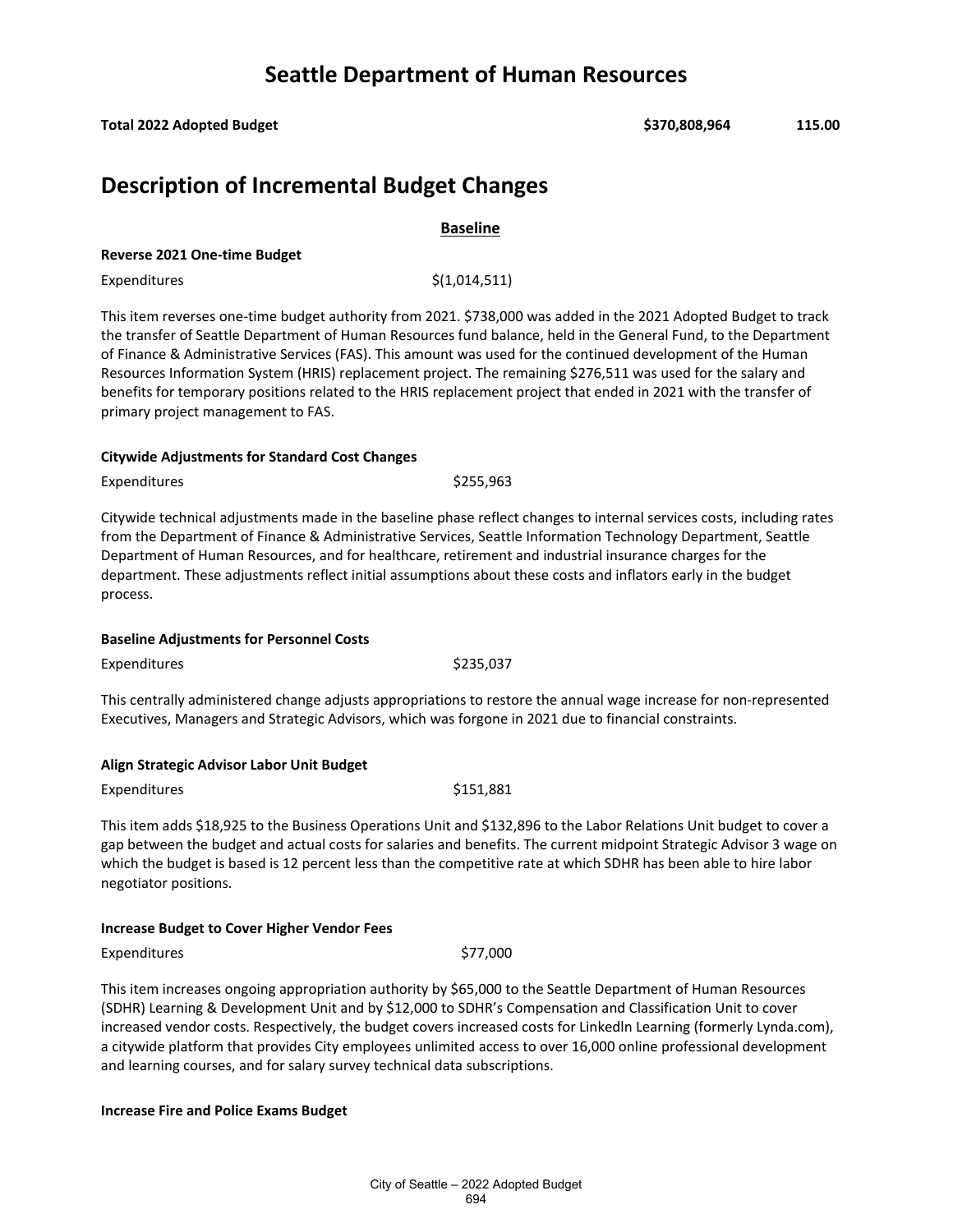# Seattle Department of Human Resources

| | | |
|---|---|---|
| **Total 2022 Adopted Budget** | **$370,808,964** | **115.00** |

## Description of Incremental Budget Changes

### Baseline

**Reverse 2021 One-time Budget**

| | |
|---|---|
| Expenditures | $(1,014,511) |

This item reverses one-time budget authority from 2021. $738,000 was added in the 2021 Adopted Budget to track the transfer of Seattle Department of Human Resources fund balance, held in the General Fund, to the Department of Finance & Administrative Services (FAS). This amount was used for the continued development of the Human Resources Information System (HRIS) replacement project. The remaining $276,511 was used for the salary and benefits for temporary positions related to the HRIS replacement project that ended in 2021 with the transfer of primary project management to FAS.

**Citywide Adjustments for Standard Cost Changes**

| | |
|---|---|
| Expenditures | $255,963 |

Citywide technical adjustments made in the baseline phase reflect changes to internal services costs, including rates from the Department of Finance & Administrative Services, Seattle Information Technology Department, Seattle Department of Human Resources, and for healthcare, retirement and industrial insurance charges for the department. These adjustments reflect initial assumptions about these costs and inflators early in the budget process.

**Baseline Adjustments for Personnel Costs**

| | |
|---|---|
| Expenditures | $235,037 |

This centrally administered change adjusts appropriations to restore the annual wage increase for non-represented Executives, Managers and Strategic Advisors, which was forgone in 2021 due to financial constraints.

**Align Strategic Advisor Labor Unit Budget**

| | |
|---|---|
| Expenditures | $151,881 |

This item adds $18,925 to the Business Operations Unit and $132,896 to the Labor Relations Unit budget to cover a gap between the budget and actual costs for salaries and benefits. The current midpoint Strategic Advisor 3 wage on which the budget is based is 12 percent less than the competitive rate at which SDHR has been able to hire labor negotiator positions.

**Increase Budget to Cover Higher Vendor Fees**

| | |
|---|---|
| Expenditures | $77,000 |

This item increases ongoing appropriation authority by $65,000 to the Seattle Department of Human Resources (SDHR) Learning & Development Unit and by $12,000 to SDHR's Compensation and Classification Unit to cover increased vendor costs. Respectively, the budget covers increased costs for Linkedln Learning (formerly Lynda.com), a citywide platform that provides City employees unlimited access to over 16,000 online professional development and learning courses, and for salary survey technical data subscriptions.

**Increase Fire and Police Exams Budget**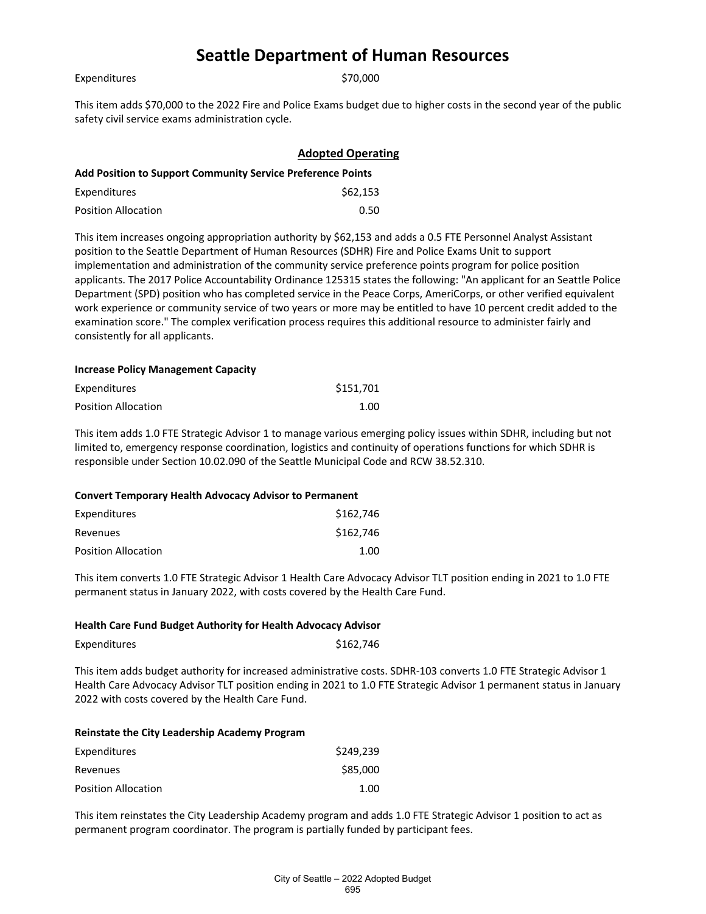# Seattle Department of Human Resources

| | |
|---|---|
| Expenditures | $70,000 |

This item adds $70,000 to the 2022 Fire and Police Exams budget due to higher costs in the second year of the public safety civil service exams administration cycle.

## Adopted Operating

**Add Position to Support Community Service Preference Points**

| | |
|---|---|
| Expenditures | $62,153 |
| Position Allocation | 0.50 |

This item increases ongoing appropriation authority by $62,153 and adds a 0.5 FTE Personnel Analyst Assistant position to the Seattle Department of Human Resources (SDHR) Fire and Police Exams Unit to support implementation and administration of the community service preference points program for police position applicants. The 2017 Police Accountability Ordinance 125315 states the following: "An applicant for an Seattle Police Department (SPD) position who has completed service in the Peace Corps, AmeriCorps, or other verified equivalent work experience or community service of two years or more may be entitled to have 10 percent credit added to the examination score." The complex verification process requires this additional resource to administer fairly and consistently for all applicants.

**Increase Policy Management Capacity**

| | |
|---|---|
| Expenditures | $151,701 |
| Position Allocation | 1.00 |

This item adds 1.0 FTE Strategic Advisor 1 to manage various emerging policy issues within SDHR, including but not limited to, emergency response coordination, logistics and continuity of operations functions for which SDHR is responsible under Section 10.02.090 of the Seattle Municipal Code and RCW 38.52.310.

**Convert Temporary Health Advocacy Advisor to Permanent**

| | |
|---|---|
| Expenditures | $162,746 |
| Revenues | $162,746 |
| Position Allocation | 1.00 |

This item converts 1.0 FTE Strategic Advisor 1 Health Care Advocacy Advisor TLT position ending in 2021 to 1.0 FTE permanent status in January 2022, with costs covered by the Health Care Fund.

**Health Care Fund Budget Authority for Health Advocacy Advisor**

| | |
|---|---|
| Expenditures | $162,746 |

This item adds budget authority for increased administrative costs. SDHR-103 converts 1.0 FTE Strategic Advisor 1 Health Care Advocacy Advisor TLT position ending in 2021 to 1.0 FTE Strategic Advisor 1 permanent status in January 2022 with costs covered by the Health Care Fund.

**Reinstate the City Leadership Academy Program**

| | |
|---|---|
| Expenditures | $249,239 |
| Revenues | $85,000 |
| Position Allocation | 1.00 |

This item reinstates the City Leadership Academy program and adds 1.0 FTE Strategic Advisor 1 position to act as permanent program coordinator. The program is partially funded by participant fees.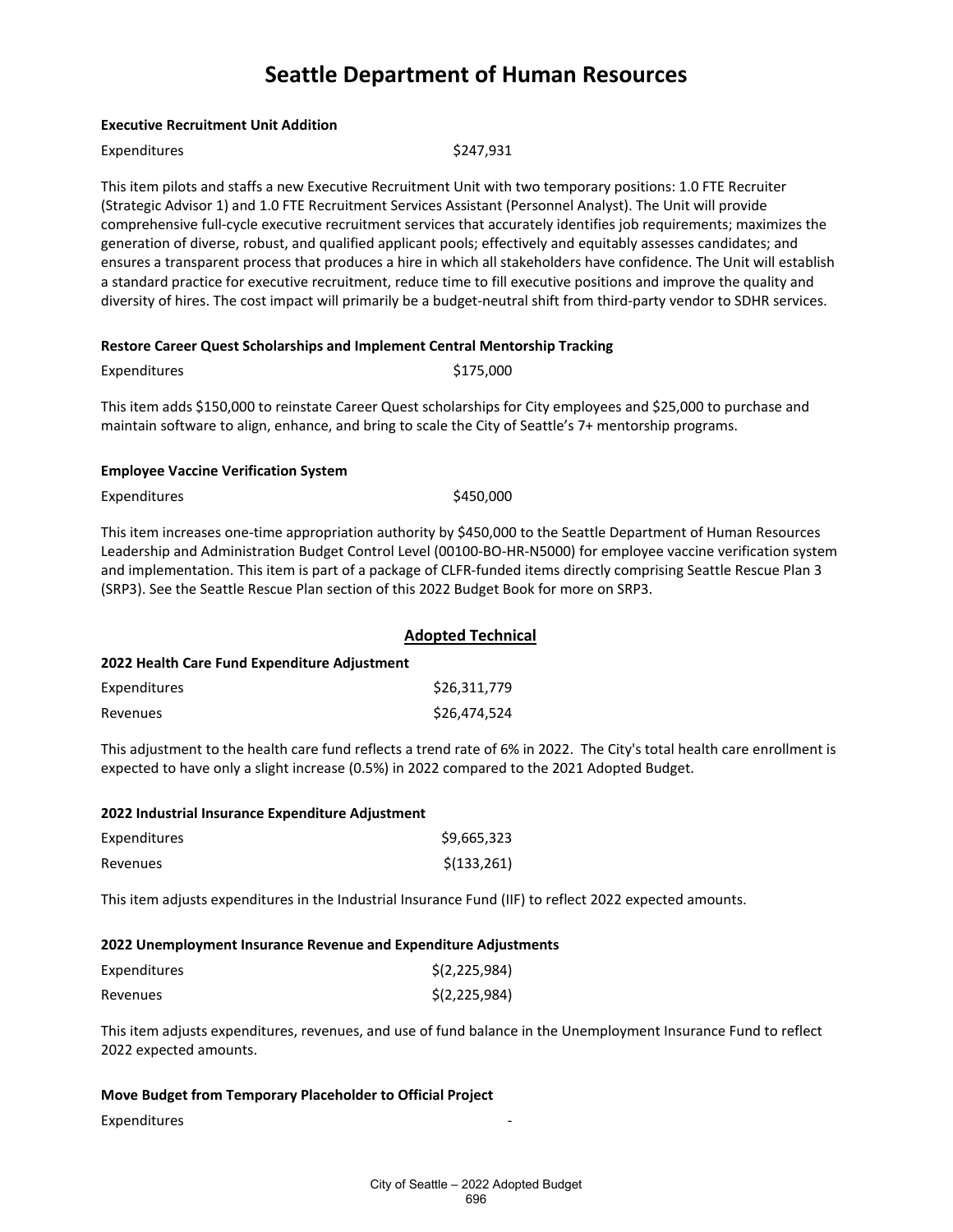# Seattle Department of Human Resources

**Executive Recruitment Unit Addition**

| | |
|---|---|
| Expenditures | $247,931 |

This item pilots and staffs a new Executive Recruitment Unit with two temporary positions: 1.0 FTE Recruiter (Strategic Advisor 1) and 1.0 FTE Recruitment Services Assistant (Personnel Analyst). The Unit will provide comprehensive full-cycle executive recruitment services that accurately identifies job requirements; maximizes the generation of diverse, robust, and qualified applicant pools; effectively and equitably assesses candidates; and ensures a transparent process that produces a hire in which all stakeholders have confidence. The Unit will establish a standard practice for executive recruitment, reduce time to fill executive positions and improve the quality and diversity of hires. The cost impact will primarily be a budget-neutral shift from third-party vendor to SDHR services.

**Restore Career Quest Scholarships and Implement Central Mentorship Tracking**

| | |
|---|---|
| Expenditures | $175,000 |

This item adds $150,000 to reinstate Career Quest scholarships for City employees and $25,000 to purchase and maintain software to align, enhance, and bring to scale the City of Seattle's 7+ mentorship programs.

**Employee Vaccine Verification System**

| | |
|---|---|
| Expenditures | $450,000 |

This item increases one-time appropriation authority by $450,000 to the Seattle Department of Human Resources Leadership and Administration Budget Control Level (00100-BO-HR-N5000) for employee vaccine verification system and implementation. This item is part of a package of CLFR-funded items directly comprising Seattle Rescue Plan 3 (SRP3). See the Seattle Rescue Plan section of this 2022 Budget Book for more on SRP3.

## Adopted Technical

**2022 Health Care Fund Expenditure Adjustment**

| | |
|---|---|
| Expenditures | $26,311,779 |
| Revenues | $26,474,524 |

This adjustment to the health care fund reflects a trend rate of 6% in 2022. The City's total health care enrollment is expected to have only a slight increase (0.5%) in 2022 compared to the 2021 Adopted Budget.

**2022 Industrial Insurance Expenditure Adjustment**

| | |
|---|---|
| Expenditures | $9,665,323 |
| Revenues | $(133,261) |

This item adjusts expenditures in the Industrial Insurance Fund (IIF) to reflect 2022 expected amounts.

**2022 Unemployment Insurance Revenue and Expenditure Adjustments**

| | |
|---|---|
| Expenditures | $(2,225,984) |
| Revenues | $(2,225,984) |

This item adjusts expenditures, revenues, and use of fund balance in the Unemployment Insurance Fund to reflect 2022 expected amounts.

**Move Budget from Temporary Placeholder to Official Project**

| | |
|---|---|
| Expenditures | - |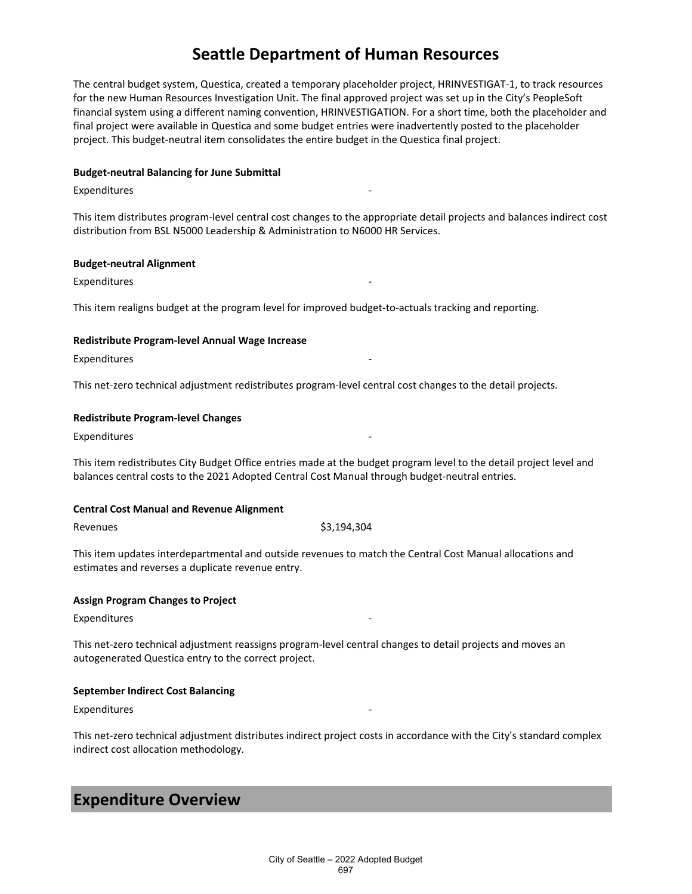# Seattle Department of Human Resources

The central budget system, Questica, created a temporary placeholder project, HRINVESTIGAT-1, to track resources for the new Human Resources Investigation Unit. The final approved project was set up in the City's PeopleSoft financial system using a different naming convention, HRINVESTIGATION. For a short time, both the placeholder and final project were available in Questica and some budget entries were inadvertently posted to the placeholder project. This budget-neutral item consolidates the entire budget in the Questica final project.

**Budget-neutral Balancing for June Submittal**

| | |
|---|---|
| Expenditures | - |

This item distributes program-level central cost changes to the appropriate detail projects and balances indirect cost distribution from BSL N5000 Leadership & Administration to N6000 HR Services.

**Budget-neutral Alignment**

| | |
|---|---|
| Expenditures | - |

This item realigns budget at the program level for improved budget-to-actuals tracking and reporting.

**Redistribute Program-level Annual Wage Increase**

| | |
|---|---|
| Expenditures | - |

This net-zero technical adjustment redistributes program-level central cost changes to the detail projects.

**Redistribute Program-level Changes**

| | |
|---|---|
| Expenditures | - |

This item redistributes City Budget Office entries made at the budget program level to the detail project level and balances central costs to the 2021 Adopted Central Cost Manual through budget-neutral entries.

**Central Cost Manual and Revenue Alignment**

| | |
|---|---|
| Revenues | $3,194,304 |

This item updates interdepartmental and outside revenues to match the Central Cost Manual allocations and estimates and reverses a duplicate revenue entry.

**Assign Program Changes to Project**

| | |
|---|---|
| Expenditures | - |

This net-zero technical adjustment reassigns program-level central changes to detail projects and moves an autogenerated Questica entry to the correct project.

**September Indirect Cost Balancing**

| | |
|---|---|
| Expenditures | - |

This net-zero technical adjustment distributes indirect project costs in accordance with the City's standard complex indirect cost allocation methodology.

## Expenditure Overview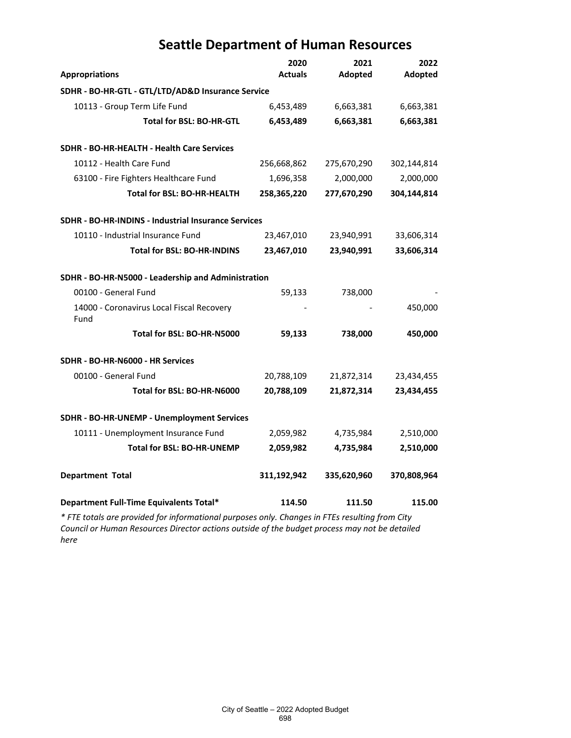# Seattle Department of Human Resources

| Appropriations | 2020 Actuals | 2021 Adopted | 2022 Adopted |
|---|---|---|---|
| **SDHR - BO-HR-GTL - GTL/LTD/AD&D Insurance Service** | | | |
| 10113 - Group Term Life Fund | 6,453,489 | 6,663,381 | 6,663,381 |
| **Total for BSL: BO-HR-GTL** | **6,453,489** | **6,663,381** | **6,663,381** |
| **SDHR - BO-HR-HEALTH - Health Care Services** | | | |
| 10112 - Health Care Fund | 256,668,862 | 275,670,290 | 302,144,814 |
| 63100 - Fire Fighters Healthcare Fund | 1,696,358 | 2,000,000 | 2,000,000 |
| **Total for BSL: BO-HR-HEALTH** | **258,365,220** | **277,670,290** | **304,144,814** |
| **SDHR - BO-HR-INDINS - Industrial Insurance Services** | | | |
| 10110 - Industrial Insurance Fund | 23,467,010 | 23,940,991 | 33,606,314 |
| **Total for BSL: BO-HR-INDINS** | **23,467,010** | **23,940,991** | **33,606,314** |
| **SDHR - BO-HR-N5000 - Leadership and Administration** | | | |
| 00100 - General Fund | 59,133 | 738,000 | - |
| 14000 - Coronavirus Local Fiscal Recovery Fund | - | - | 450,000 |
| **Total for BSL: BO-HR-N5000** | **59,133** | **738,000** | **450,000** |
| **SDHR - BO-HR-N6000 - HR Services** | | | |
| 00100 - General Fund | 20,788,109 | 21,872,314 | 23,434,455 |
| **Total for BSL: BO-HR-N6000** | **20,788,109** | **21,872,314** | **23,434,455** |
| **SDHR - BO-HR-UNEMP - Unemployment Services** | | | |
| 10111 - Unemployment Insurance Fund | 2,059,982 | 4,735,984 | 2,510,000 |
| **Total for BSL: BO-HR-UNEMP** | **2,059,982** | **4,735,984** | **2,510,000** |
| **Department Total** | **311,192,942** | **335,620,960** | **370,808,964** |
| **Department Full-Time Equivalents Total*** | **114.50** | **111.50** | **115.00** |

*\* FTE totals are provided for informational purposes only. Changes in FTEs resulting from City Council or Human Resources Director actions outside of the budget process may not be detailed here*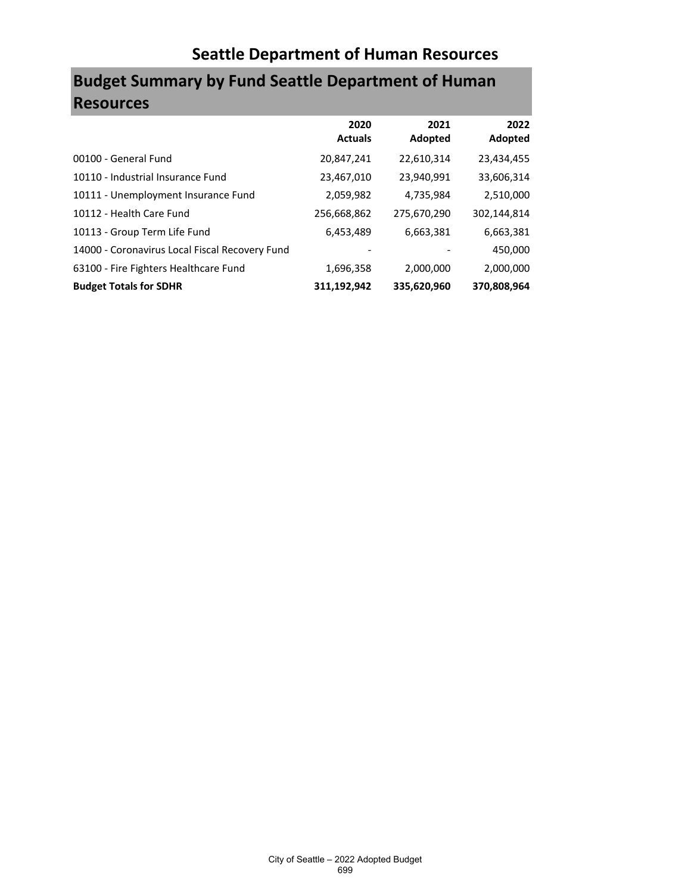# Seattle Department of Human Resources

## Budget Summary by Fund Seattle Department of Human Resources

| | 2020 Actuals | 2021 Adopted | 2022 Adopted |
|---|---|---|---|
| 00100 - General Fund | 20,847,241 | 22,610,314 | 23,434,455 |
| 10110 - Industrial Insurance Fund | 23,467,010 | 23,940,991 | 33,606,314 |
| 10111 - Unemployment Insurance Fund | 2,059,982 | 4,735,984 | 2,510,000 |
| 10112 - Health Care Fund | 256,668,862 | 275,670,290 | 302,144,814 |
| 10113 - Group Term Life Fund | 6,453,489 | 6,663,381 | 6,663,381 |
| 14000 - Coronavirus Local Fiscal Recovery Fund | - | - | 450,000 |
| 63100 - Fire Fighters Healthcare Fund | 1,696,358 | 2,000,000 | 2,000,000 |
| **Budget Totals for SDHR** | **311,192,942** | **335,620,960** | **370,808,964** |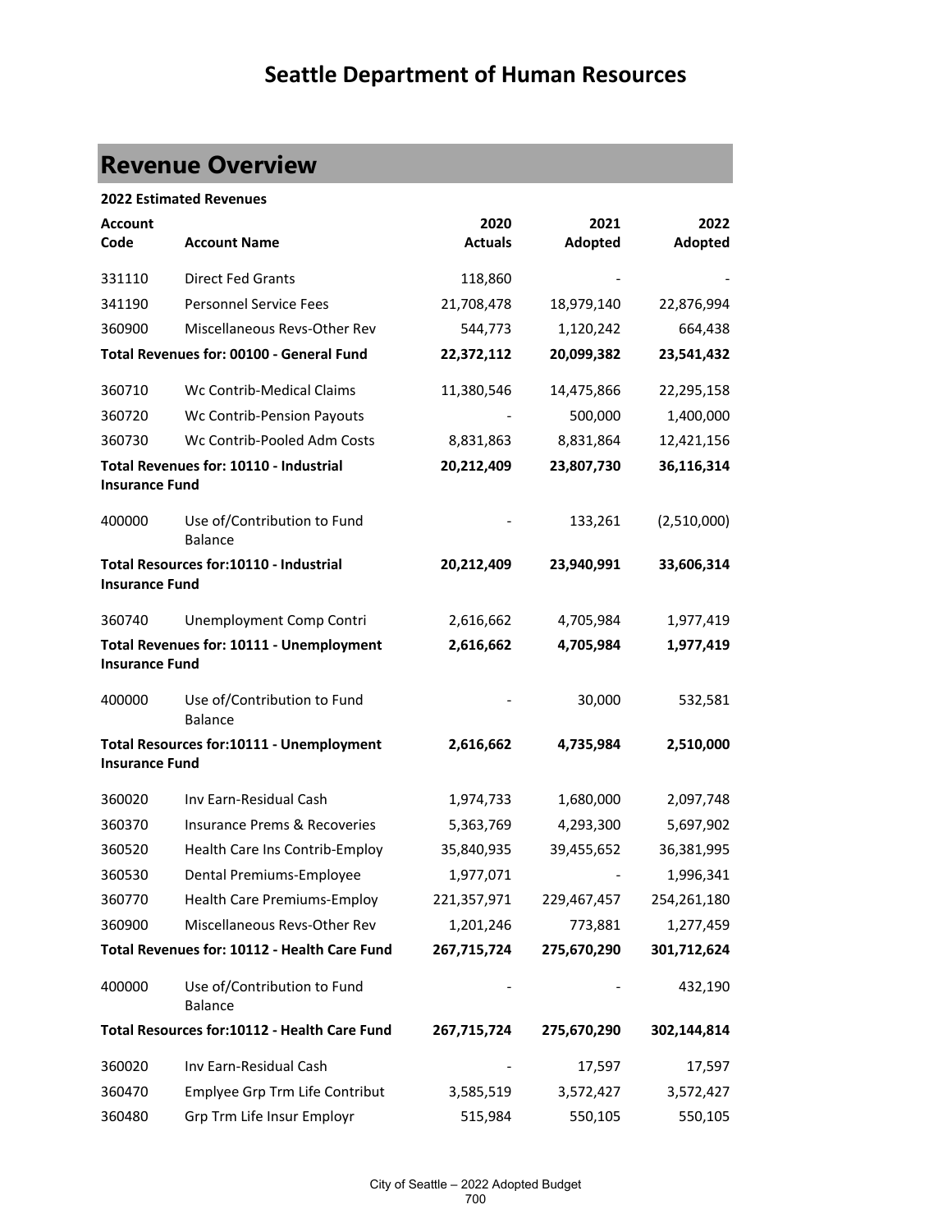# Seattle Department of Human Resources

## Revenue Overview

**2022 Estimated Revenues**

| Account Code | Account Name | 2020 Actuals | 2021 Adopted | 2022 Adopted |
|---|---|---|---|---|
| 331110 | Direct Fed Grants | 118,860 | - | - |
| 341190 | Personnel Service Fees | 21,708,478 | 18,979,140 | 22,876,994 |
| 360900 | Miscellaneous Revs-Other Rev | 544,773 | 1,120,242 | 664,438 |
| **Total Revenues for: 00100 - General Fund** | | **22,372,112** | **20,099,382** | **23,541,432** |
| 360710 | Wc Contrib-Medical Claims | 11,380,546 | 14,475,866 | 22,295,158 |
| 360720 | Wc Contrib-Pension Payouts | - | 500,000 | 1,400,000 |
| 360730 | Wc Contrib-Pooled Adm Costs | 8,831,863 | 8,831,864 | 12,421,156 |
| **Total Revenues for: 10110 - Industrial Insurance Fund** | | **20,212,409** | **23,807,730** | **36,116,314** |
| 400000 | Use of/Contribution to Fund Balance | - | 133,261 | (2,510,000) |
| **Total Resources for:10110 - Industrial Insurance Fund** | | **20,212,409** | **23,940,991** | **33,606,314** |
| 360740 | Unemployment Comp Contri | 2,616,662 | 4,705,984 | 1,977,419 |
| **Total Revenues for: 10111 - Unemployment Insurance Fund** | | **2,616,662** | **4,705,984** | **1,977,419** |
| 400000 | Use of/Contribution to Fund Balance | - | 30,000 | 532,581 |
| **Total Resources for:10111 - Unemployment Insurance Fund** | | **2,616,662** | **4,735,984** | **2,510,000** |
| 360020 | Inv Earn-Residual Cash | 1,974,733 | 1,680,000 | 2,097,748 |
| 360370 | Insurance Prems & Recoveries | 5,363,769 | 4,293,300 | 5,697,902 |
| 360520 | Health Care Ins Contrib-Employ | 35,840,935 | 39,455,652 | 36,381,995 |
| 360530 | Dental Premiums-Employee | 1,977,071 | - | 1,996,341 |
| 360770 | Health Care Premiums-Employ | 221,357,971 | 229,467,457 | 254,261,180 |
| 360900 | Miscellaneous Revs-Other Rev | 1,201,246 | 773,881 | 1,277,459 |
| **Total Revenues for: 10112 - Health Care Fund** | | **267,715,724** | **275,670,290** | **301,712,624** |
| 400000 | Use of/Contribution to Fund Balance | - | - | 432,190 |
| **Total Resources for:10112 - Health Care Fund** | | **267,715,724** | **275,670,290** | **302,144,814** |
| 360020 | Inv Earn-Residual Cash | - | 17,597 | 17,597 |
| 360470 | Emplyee Grp Trm Life Contribut | 3,585,519 | 3,572,427 | 3,572,427 |
| 360480 | Grp Trm Life Insur Employr | 515,984 | 550,105 | 550,105 |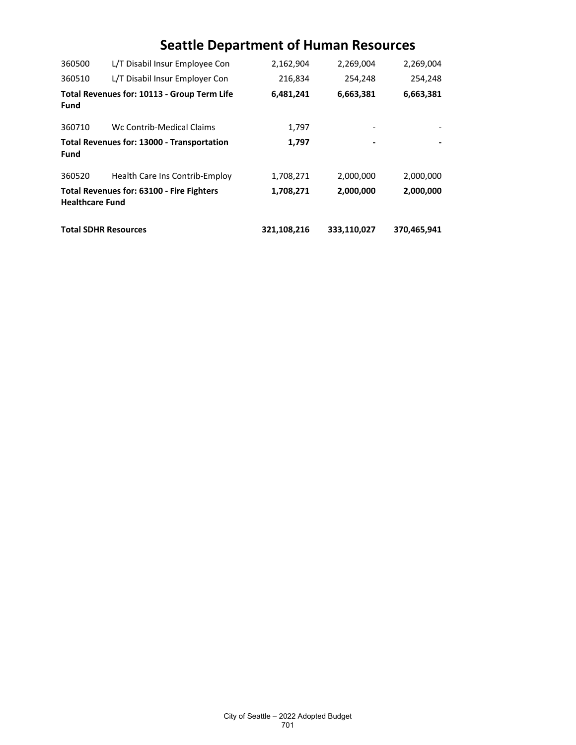# Seattle Department of Human Resources

| | | | | |
|---|---|---|---|---|
| 360500 | L/T Disabil Insur Employee Con | 2,162,904 | 2,269,004 | 2,269,004 |
| 360510 | L/T Disabil Insur Employer Con | 216,834 | 254,248 | 254,248 |
| **Total Revenues for: 10113 - Group Term Life Fund** | | **6,481,241** | **6,663,381** | **6,663,381** |
| 360710 | Wc Contrib-Medical Claims | 1,797 | - | - |
| **Total Revenues for: 13000 - Transportation Fund** | | **1,797** | **-** | **-** |
| 360520 | Health Care Ins Contrib-Employ | 1,708,271 | 2,000,000 | 2,000,000 |
| **Total Revenues for: 63100 - Fire Fighters Healthcare Fund** | | **1,708,271** | **2,000,000** | **2,000,000** |
| **Total SDHR Resources** | | **321,108,216** | **333,110,027** | **370,465,941** |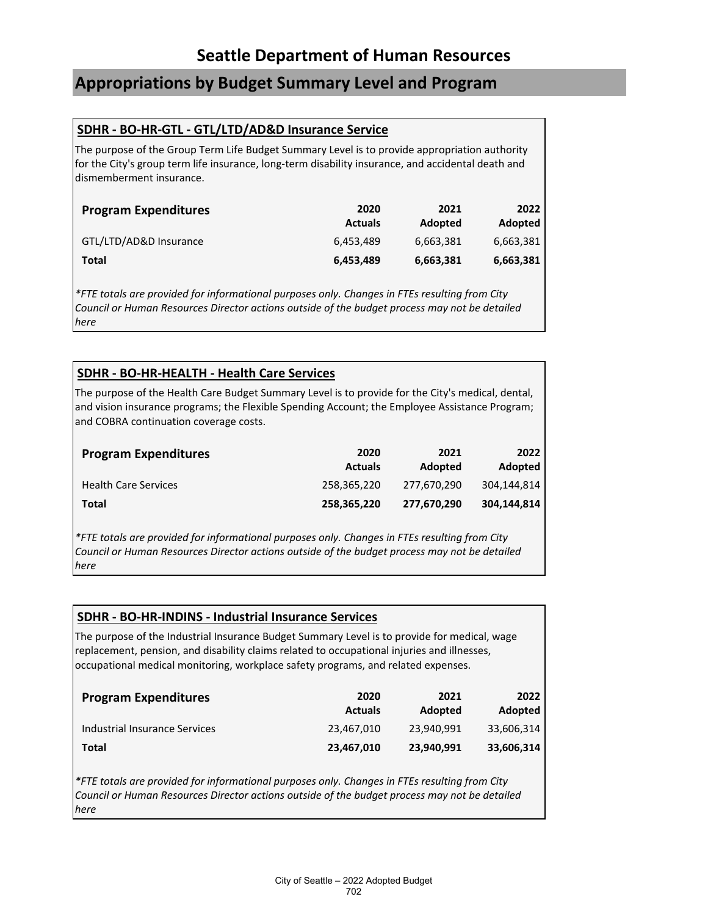# Seattle Department of Human Resources

## Appropriations by Budget Summary Level and Program

### SDHR - BO-HR-GTL - GTL/LTD/AD&D Insurance Service

The purpose of the Group Term Life Budget Summary Level is to provide appropriation authority for the City's group term life insurance, long-term disability insurance, and accidental death and dismemberment insurance.

| Program Expenditures | 2020 Actuals | 2021 Adopted | 2022 Adopted |
|---|---|---|---|
| GTL/LTD/AD&D Insurance | 6,453,489 | 6,663,381 | 6,663,381 |
| **Total** | **6,453,489** | **6,663,381** | **6,663,381** |

*\*FTE totals are provided for informational purposes only. Changes in FTEs resulting from City Council or Human Resources Director actions outside of the budget process may not be detailed here*

### SDHR - BO-HR-HEALTH - Health Care Services

The purpose of the Health Care Budget Summary Level is to provide for the City's medical, dental, and vision insurance programs; the Flexible Spending Account; the Employee Assistance Program; and COBRA continuation coverage costs.

| Program Expenditures | 2020 Actuals | 2021 Adopted | 2022 Adopted |
|---|---|---|---|
| Health Care Services | 258,365,220 | 277,670,290 | 304,144,814 |
| **Total** | **258,365,220** | **277,670,290** | **304,144,814** |

*\*FTE totals are provided for informational purposes only. Changes in FTEs resulting from City Council or Human Resources Director actions outside of the budget process may not be detailed here*

### SDHR - BO-HR-INDINS - Industrial Insurance Services

The purpose of the Industrial Insurance Budget Summary Level is to provide for medical, wage replacement, pension, and disability claims related to occupational injuries and illnesses, occupational medical monitoring, workplace safety programs, and related expenses.

| Program Expenditures | 2020 Actuals | 2021 Adopted | 2022 Adopted |
|---|---|---|---|
| Industrial Insurance Services | 23,467,010 | 23,940,991 | 33,606,314 |
| **Total** | **23,467,010** | **23,940,991** | **33,606,314** |

*\*FTE totals are provided for informational purposes only. Changes in FTEs resulting from City Council or Human Resources Director actions outside of the budget process may not be detailed here*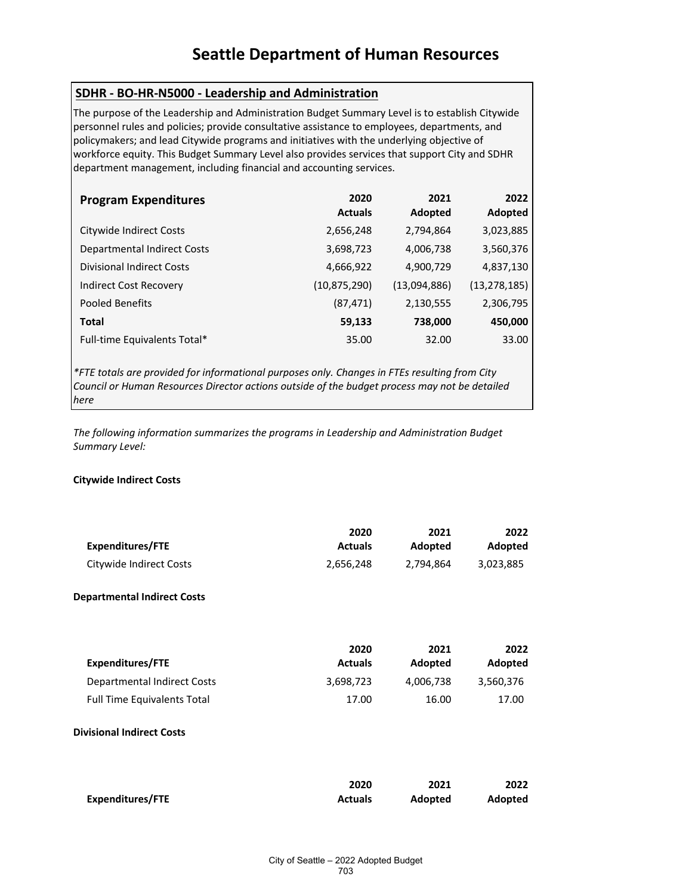# Seattle Department of Human Resources

## SDHR - BO-HR-N5000 - Leadership and Administration

The purpose of the Leadership and Administration Budget Summary Level is to establish Citywide personnel rules and policies; provide consultative assistance to employees, departments, and policymakers; and lead Citywide programs and initiatives with the underlying objective of workforce equity. This Budget Summary Level also provides services that support City and SDHR department management, including financial and accounting services.

| Program Expenditures | 2020 Actuals | 2021 Adopted | 2022 Adopted |
|---|---|---|---|
| Citywide Indirect Costs | 2,656,248 | 2,794,864 | 3,023,885 |
| Departmental Indirect Costs | 3,698,723 | 4,006,738 | 3,560,376 |
| Divisional Indirect Costs | 4,666,922 | 4,900,729 | 4,837,130 |
| Indirect Cost Recovery | (10,875,290) | (13,094,886) | (13,278,185) |
| Pooled Benefits | (87,471) | 2,130,555 | 2,306,795 |
| **Total** | **59,133** | **738,000** | **450,000** |
| Full-time Equivalents Total* | 35.00 | 32.00 | 33.00 |

*\*FTE totals are provided for informational purposes only. Changes in FTEs resulting from City Council or Human Resources Director actions outside of the budget process may not be detailed here*

*The following information summarizes the programs in Leadership and Administration Budget Summary Level:*

**Citywide Indirect Costs**

| Expenditures/FTE | 2020 Actuals | 2021 Adopted | 2022 Adopted |
|---|---|---|---|
| Citywide Indirect Costs | 2,656,248 | 2,794,864 | 3,023,885 |

**Departmental Indirect Costs**

| Expenditures/FTE | 2020 Actuals | 2021 Adopted | 2022 Adopted |
|---|---|---|---|
| Departmental Indirect Costs | 3,698,723 | 4,006,738 | 3,560,376 |
| Full Time Equivalents Total | 17.00 | 16.00 | 17.00 |

**Divisional Indirect Costs**

| Expenditures/FTE | 2020 Actuals | 2021 Adopted | 2022 Adopted |
|---|---|---|---|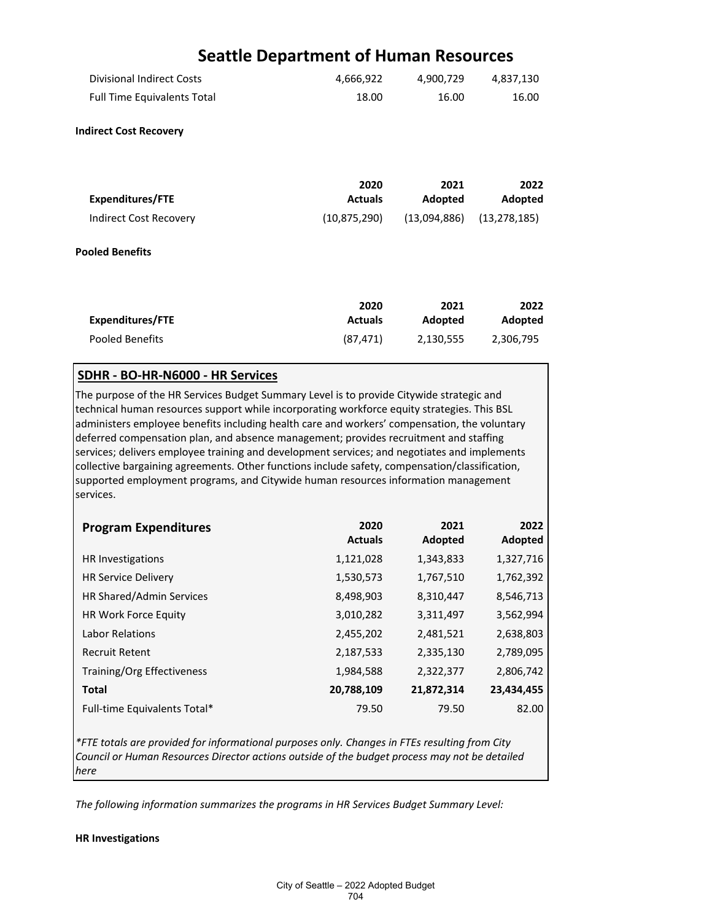# Seattle Department of Human Resources

| | | | |
|---|---|---|---|
| Divisional Indirect Costs | 4,666,922 | 4,900,729 | 4,837,130 |
| Full Time Equivalents Total | 18.00 | 16.00 | 16.00 |

**Indirect Cost Recovery**

| Expenditures/FTE | 2020 Actuals | 2021 Adopted | 2022 Adopted |
|---|---|---|---|
| Indirect Cost Recovery | (10,875,290) | (13,094,886) | (13,278,185) |

**Pooled Benefits**

| Expenditures/FTE | 2020 Actuals | 2021 Adopted | 2022 Adopted |
|---|---|---|---|
| Pooled Benefits | (87,471) | 2,130,555 | 2,306,795 |

## SDHR - BO-HR-N6000 - HR Services

The purpose of the HR Services Budget Summary Level is to provide Citywide strategic and technical human resources support while incorporating workforce equity strategies. This BSL administers employee benefits including health care and workers' compensation, the voluntary deferred compensation plan, and absence management; provides recruitment and staffing services; delivers employee training and development services; and negotiates and implements collective bargaining agreements. Other functions include safety, compensation/classification, supported employment programs, and Citywide human resources information management services.

| Program Expenditures | 2020 Actuals | 2021 Adopted | 2022 Adopted |
|---|---|---|---|
| HR Investigations | 1,121,028 | 1,343,833 | 1,327,716 |
| HR Service Delivery | 1,530,573 | 1,767,510 | 1,762,392 |
| HR Shared/Admin Services | 8,498,903 | 8,310,447 | 8,546,713 |
| HR Work Force Equity | 3,010,282 | 3,311,497 | 3,562,994 |
| Labor Relations | 2,455,202 | 2,481,521 | 2,638,803 |
| Recruit Retent | 2,187,533 | 2,335,130 | 2,789,095 |
| Training/Org Effectiveness | 1,984,588 | 2,322,377 | 2,806,742 |
| **Total** | **20,788,109** | **21,872,314** | **23,434,455** |
| Full-time Equivalents Total* | 79.50 | 79.50 | 82.00 |

*\*FTE totals are provided for informational purposes only. Changes in FTEs resulting from City Council or Human Resources Director actions outside of the budget process may not be detailed here*

*The following information summarizes the programs in HR Services Budget Summary Level:*

**HR Investigations**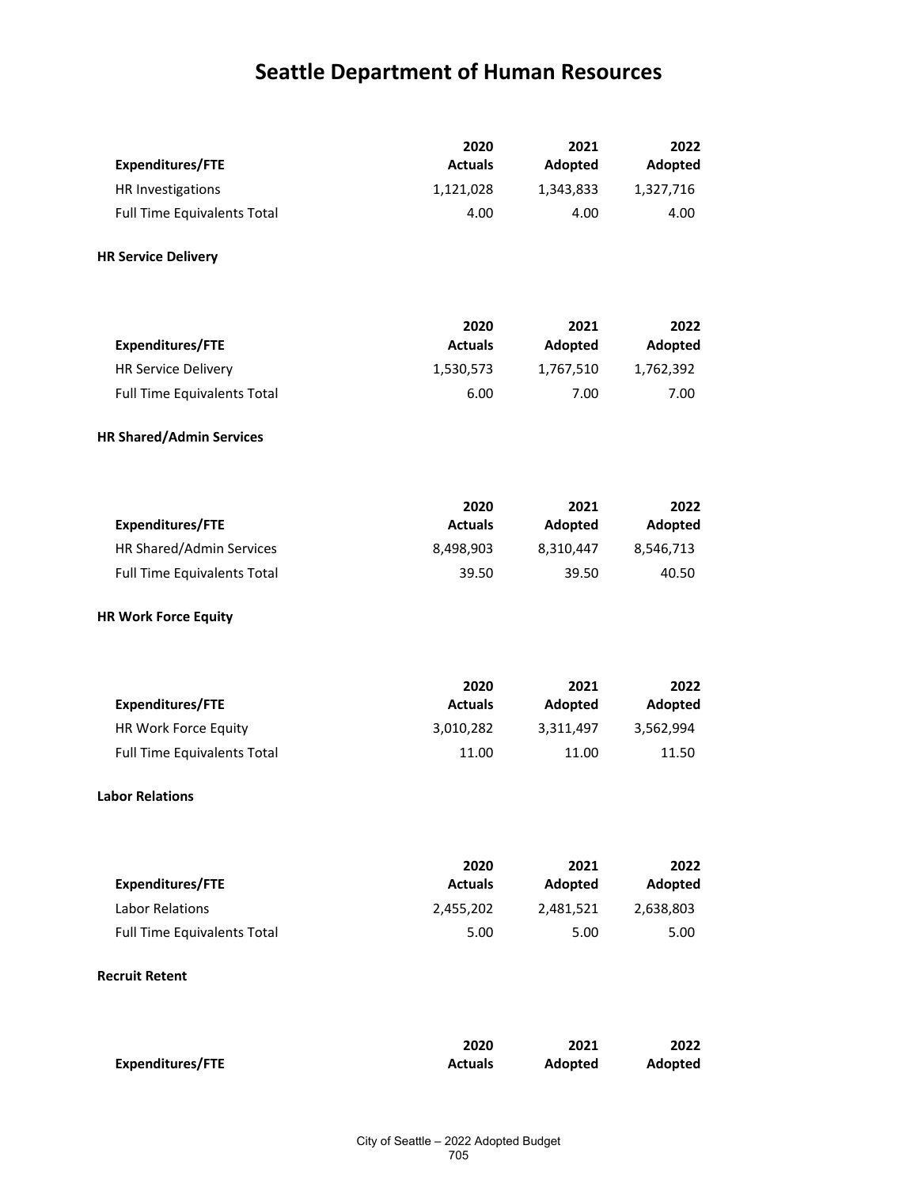# Seattle Department of Human Resources

| Expenditures/FTE | 2020 Actuals | 2021 Adopted | 2022 Adopted |
|---|---|---|---|
| HR Investigations | 1,121,028 | 1,343,833 | 1,327,716 |
| Full Time Equivalents Total | 4.00 | 4.00 | 4.00 |

**HR Service Delivery**

| Expenditures/FTE | 2020 Actuals | 2021 Adopted | 2022 Adopted |
|---|---|---|---|
| HR Service Delivery | 1,530,573 | 1,767,510 | 1,762,392 |
| Full Time Equivalents Total | 6.00 | 7.00 | 7.00 |

**HR Shared/Admin Services**

| Expenditures/FTE | 2020 Actuals | 2021 Adopted | 2022 Adopted |
|---|---|---|---|
| HR Shared/Admin Services | 8,498,903 | 8,310,447 | 8,546,713 |
| Full Time Equivalents Total | 39.50 | 39.50 | 40.50 |

**HR Work Force Equity**

| Expenditures/FTE | 2020 Actuals | 2021 Adopted | 2022 Adopted |
|---|---|---|---|
| HR Work Force Equity | 3,010,282 | 3,311,497 | 3,562,994 |
| Full Time Equivalents Total | 11.00 | 11.00 | 11.50 |

**Labor Relations**

| Expenditures/FTE | 2020 Actuals | 2021 Adopted | 2022 Adopted |
|---|---|---|---|
| Labor Relations | 2,455,202 | 2,481,521 | 2,638,803 |
| Full Time Equivalents Total | 5.00 | 5.00 | 5.00 |

**Recruit Retent**

| Expenditures/FTE | 2020 Actuals | 2021 Adopted | 2022 Adopted |
|---|---|---|---|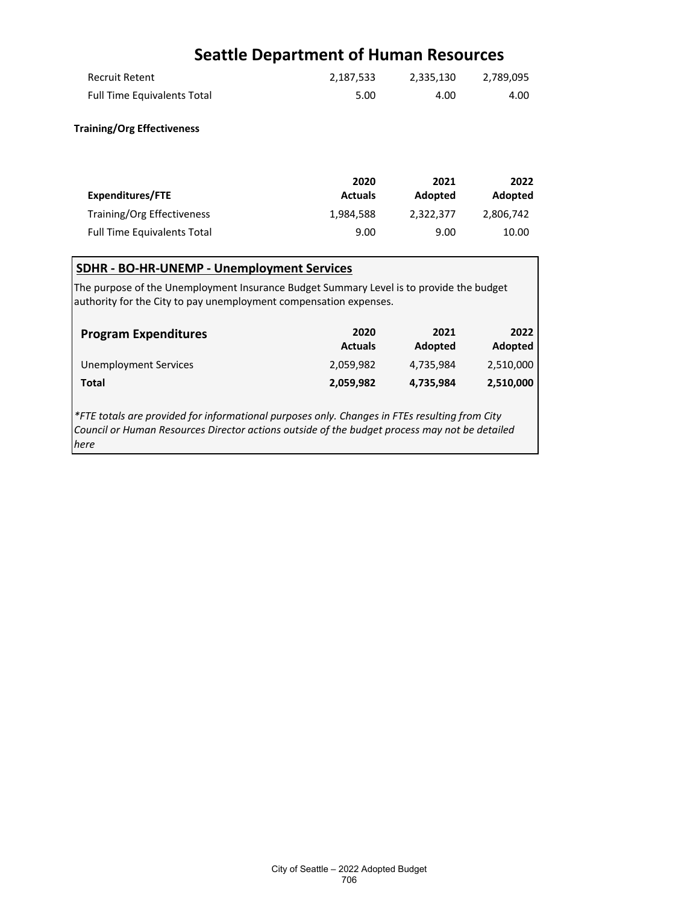# Seattle Department of Human Resources

| | | | |
|---|---|---|---|
| Recruit Retent | 2,187,533 | 2,335,130 | 2,789,095 |
| Full Time Equivalents Total | 5.00 | 4.00 | 4.00 |

**Training/Org Effectiveness**

| Expenditures/FTE | 2020 Actuals | 2021 Adopted | 2022 Adopted |
|---|---|---|---|
| Training/Org Effectiveness | 1,984,588 | 2,322,377 | 2,806,742 |
| Full Time Equivalents Total | 9.00 | 9.00 | 10.00 |

## SDHR - BO-HR-UNEMP - Unemployment Services

The purpose of the Unemployment Insurance Budget Summary Level is to provide the budget authority for the City to pay unemployment compensation expenses.

| Program Expenditures | 2020 Actuals | 2021 Adopted | 2022 Adopted |
|---|---|---|---|
| Unemployment Services | 2,059,982 | 4,735,984 | 2,510,000 |
| **Total** | **2,059,982** | **4,735,984** | **2,510,000** |

*\*FTE totals are provided for informational purposes only. Changes in FTEs resulting from City Council or Human Resources Director actions outside of the budget process may not be detailed here*